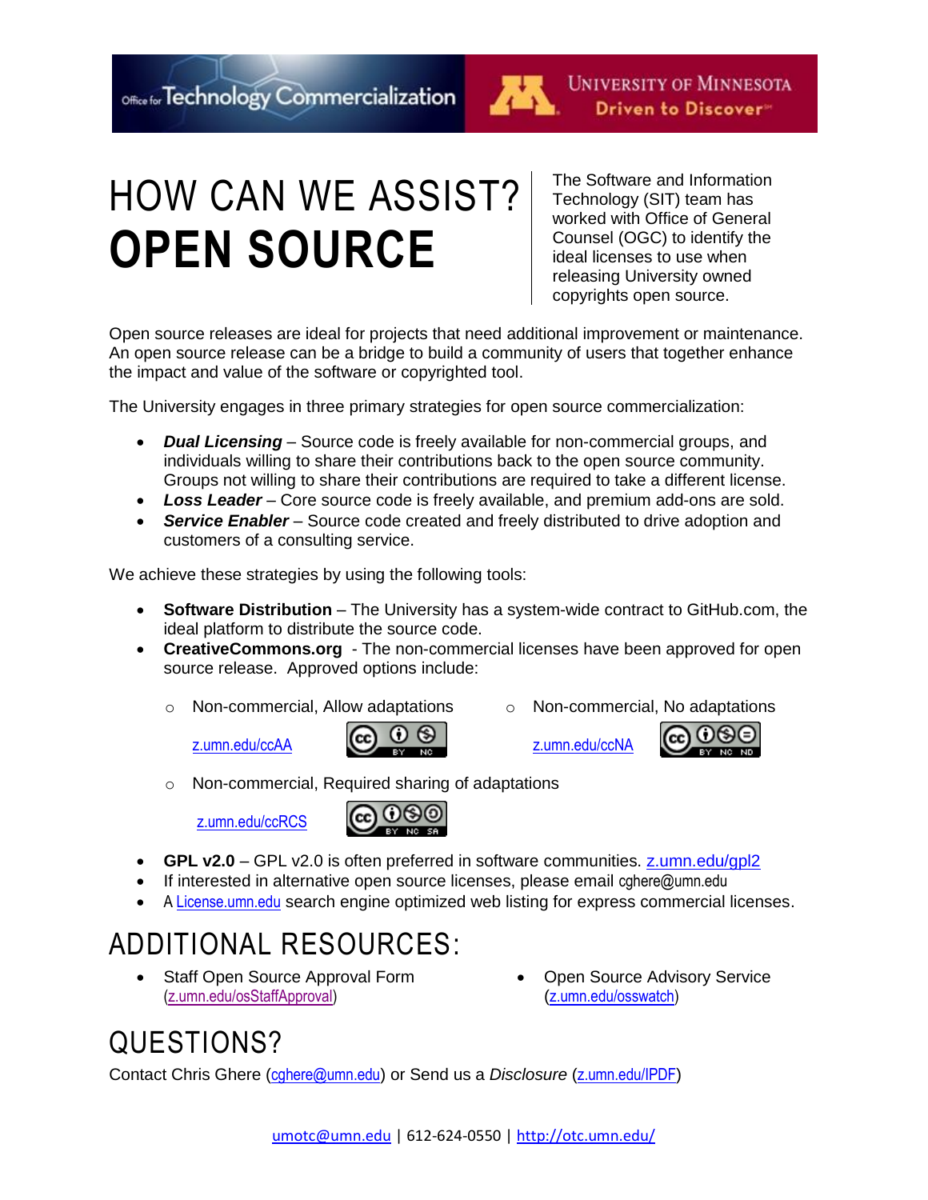Office for Technology Commercialization

University of Minnesota — Driven to Discover

# HOW CAN WE ASSIST?
# OPEN SOURCE

The Software and Information Technology (SIT) team has worked with Office of General Counsel (OGC) to identify the ideal licenses to use when releasing University owned copyrights open source.

Open source releases are ideal for projects that need additional improvement or maintenance. An open source release can be a bridge to build a community of users that together enhance the impact and value of the software or copyrighted tool.

The University engages in three primary strategies for open source commercialization:

- ***Dual Licensing*** – Source code is freely available for non-commercial groups, and individuals willing to share their contributions back to the open source community. Groups not willing to share their contributions are required to take a different license.
- ***Loss Leader*** – Core source code is freely available, and premium add-ons are sold.
- ***Service Enabler*** – Source code created and freely distributed to drive adoption and customers of a consulting service.

We achieve these strategies by using the following tools:

- **Software Distribution** – The University has a system-wide contract to GitHub.com, the ideal platform to distribute the source code.
- **CreativeCommons.org** - The non-commercial licenses have been approved for open source release. Approved options include:
  - Non-commercial, Allow adaptations
    z.umn.edu/ccAA (CC BY NC)
  - Non-commercial, No adaptations
    z.umn.edu/ccNA (CC BY NC ND)
  - Non-commercial, Required sharing of adaptations
    z.umn.edu/ccRCS (CC BY NC SA)
- **GPL v2.0** – GPL v2.0 is often preferred in software communities. z.umn.edu/gpl2
- If interested in alternative open source licenses, please email cghere@umn.edu
- A License.umn.edu search engine optimized web listing for express commercial licenses.

## ADDITIONAL RESOURCES:

- Staff Open Source Approval Form (z.umn.edu/osStaffApproval)
- Open Source Advisory Service (z.umn.edu/osswatch)

## QUESTIONS?

Contact Chris Ghere (cghere@umn.edu) or Send us a *Disclosure* (z.umn.edu/IPDF)

umotc@umn.edu | 612-624-0550 | http://otc.umn.edu/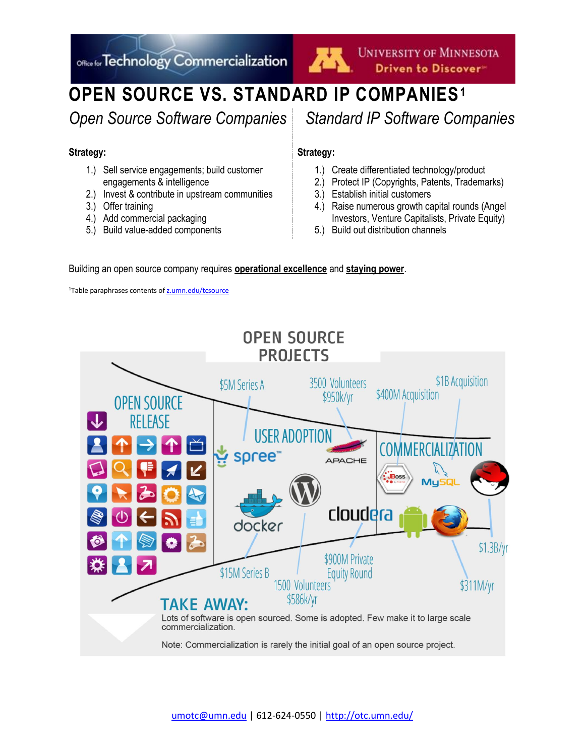# OPEN SOURCE VS. STANDARD IP COMPANIES[1]

## *Open Source Software Companies*

**Strategy:**

1.) Sell service engagements; build customer engagements & intelligence
2.) Invest & contribute in upstream communities
3.) Offer training
4.) Add commercial packaging
5.) Build value-added components

## *Standard IP Software Companies*

**Strategy:**

1.) Create differentiated technology/product
2.) Protect IP (Copyrights, Patents, Trademarks)
3.) Establish initial customers
4.) Raise numerous growth capital rounds (Angel Investors, Venture Capitalists, Private Equity)
5.) Build out distribution channels

Building an open source company requires **operational excellence** and **staying power**.

[1]Table paraphrases contents of z.umn.edu/tcsource

OPEN SOURCE PROJECTS

OPEN SOURCE RELEASE

USER ADOPTION

COMMERCIALIZATION

$5M Series A

3500 Volunteers $950k/yr

$400M Acquisition

$1B Acquisition

$15M Series B

1500 Volunteers $586k/yr

$900M Private Equity Round

$1.3B/yr

$311M/yr

spree

APACHE

docker

cloudera

JBoss

MySQL

TAKE AWAY:

Lots of software is open sourced. Some is adopted. Few make it to large scale commercialization.

Note: Commercialization is rarely the initial goal of an open source project.

umotc@umn.edu | 612-624-0550 | http://otc.umn.edu/